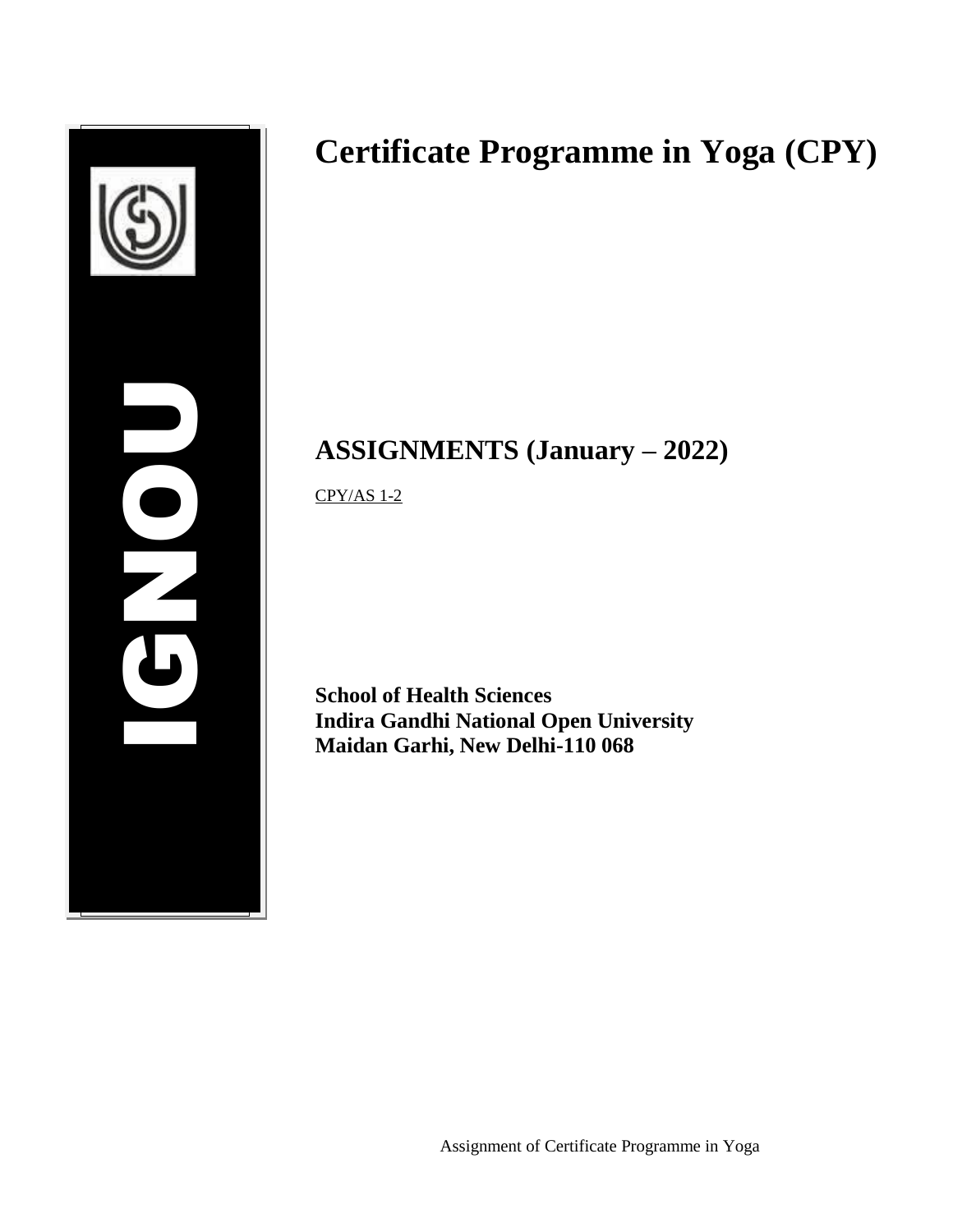# Certificate Programme in Yoga (CPY)

## ASSIGNMENTS (January – 2022)

CPY/AS 1-2

**School of Health Sciences**
**Indira Gandhi National Open University**
**Maidan Garhi, New Delhi-110 068**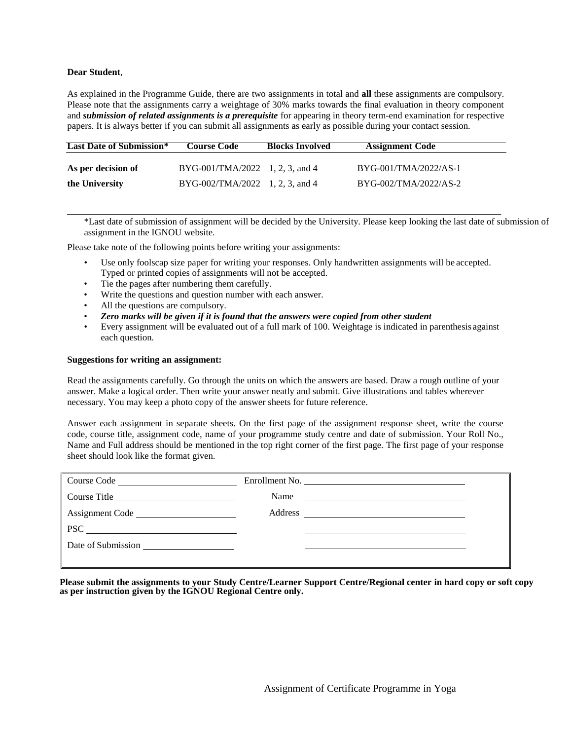**Dear Student**,

As explained in the Programme Guide, there are two assignments in total and **all** these assignments are compulsory. Please note that the assignments carry a weightage of 30% marks towards the final evaluation in theory component and ***submission of related assignments is a prerequisite*** for appearing in theory term-end examination for respective papers. It is always better if you can submit all assignments as early as possible during your contact session.

| Last Date of Submission* | Course Code | Blocks Involved | Assignment Code |
|---|---|---|---|
| As per decision of | BYG-001/TMA/2022 | 1, 2, 3, and 4 | BYG-001/TMA/2022/AS-1 |
| the University | BYG-002/TMA/2022 | 1, 2, 3, and 4 | BYG-002/TMA/2022/AS-2 |

*Last date of submission of assignment will be decided by the University. Please keep looking the last date of submission of assignment in the IGNOU website.

Please take note of the following points before writing your assignments:

- Use only foolscap size paper for writing your responses. Only handwritten assignments will be accepted. Typed or printed copies of assignments will not be accepted.
- Tie the pages after numbering them carefully.
- Write the questions and question number with each answer.
- All the questions are compulsory.
- ***Zero marks will be given if it is found that the answers were copied from other student***
- Every assignment will be evaluated out of a full mark of 100. Weightage is indicated in parenthesis against each question.

**Suggestions for writing an assignment:**

Read the assignments carefully. Go through the units on which the answers are based. Draw a rough outline of your answer. Make a logical order. Then write your answer neatly and submit. Give illustrations and tables wherever necessary. You may keep a photo copy of the answer sheets for future reference.

Answer each assignment in separate sheets. On the first page of the assignment response sheet, write the course code, course title, assignment code, name of your programme study centre and date of submission. Your Roll No., Name and Full address should be mentioned in the top right corner of the first page. The first page of your response sheet should look like the format given.

| | |
|---|---|
| Course Code ______________ | Enrollment No. ______________ |
| Course Title ______________ | Name ______________ |
| Assignment Code ______________ | Address ______________ |
| PSC ______________ | ______________ |
| Date of Submission ______________ | ______________ |

**Please submit the assignments to your Study Centre/Learner Support Centre/Regional center in hard copy or soft copy as per instruction given by the IGNOU Regional Centre only.**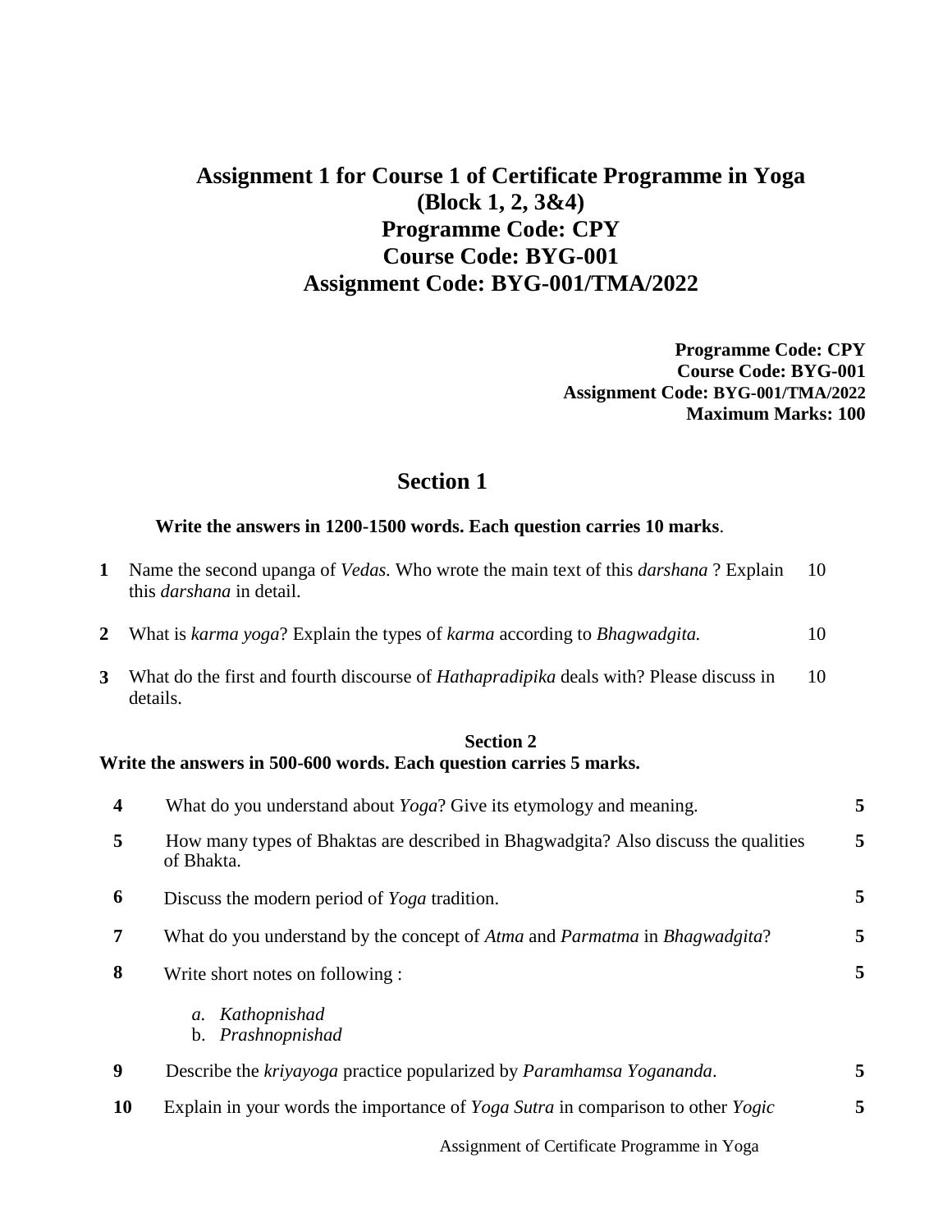# Assignment 1 for Course 1 of Certificate Programme in Yoga (Block 1, 2, 3&4)
# Programme Code: CPY
# Course Code: BYG-001
# Assignment Code: BYG-001/TMA/2022

**Programme Code: CPY**
**Course Code: BYG-001**
**Assignment Code: BYG-001/TMA/2022**
**Maximum Marks: 100**

## Section 1

**Write the answers in 1200-1500 words. Each question carries 10 marks**.

| | | |
|---|---|---|
| **1** | Name the second upanga of *Vedas*. Who wrote the main text of this *darshana* ? Explain this *darshana* in detail. | 10 |
| **2** | What is *karma yoga*? Explain the types of *karma* according to *Bhagwadgita.* | 10 |
| **3** | What do the first and fourth discourse of *Hathapradipika* deals with? Please discuss in details. | 10 |

### Section 2

**Write the answers in 500-600 words. Each question carries 5 marks.**

| | | |
|---|---|---|
| **4** | What do you understand about *Yoga*? Give its etymology and meaning. | **5** |
| **5** | How many types of Bhaktas are described in Bhagwadgita? Also discuss the qualities of Bhakta. | **5** |
| **6** | Discuss the modern period of *Yoga* tradition. | **5** |
| **7** | What do you understand by the concept of *Atma* and *Parmatma* in *Bhagwadgita*? | **5** |
| **8** | Write short notes on following :<br>a. *Kathopnishad*<br>b. *Prashnopnishad* | **5** |
| **9** | Describe the *kriyayoga* practice popularized by *Paramhamsa Yogananda*. | **5** |
| **10** | Explain in your words the importance of *Yoga Sutra* in comparison to other *Yogic* | **5** |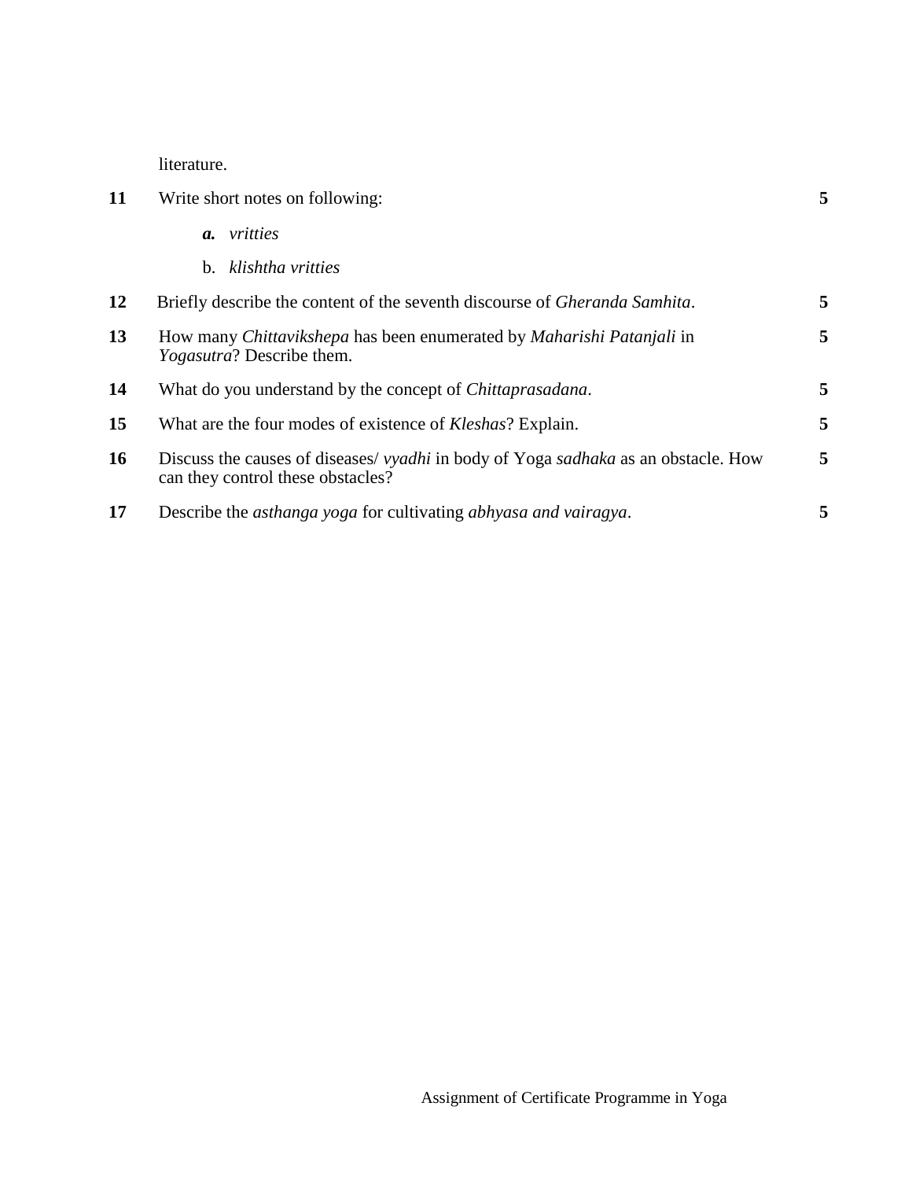literature.

| | | |
|---|---|---|
| **11** | Write short notes on following: | **5** |
| | ***a.*** *vritties* | |
| | b. *klishtha vritties* | |
| **12** | Briefly describe the content of the seventh discourse of *Gheranda Samhita*. | **5** |
| **13** | How many *Chittavikshepa* has been enumerated by *Maharishi Patanjali* in *Yogasutra*? Describe them. | **5** |
| **14** | What do you understand by the concept of *Chittaprasadana*. | **5** |
| **15** | What are the four modes of existence of *Kleshas*? Explain. | **5** |
| **16** | Discuss the causes of diseases/ *vyadhi* in body of Yoga *sadhaka* as an obstacle. How can they control these obstacles? | **5** |
| **17** | Describe the *asthanga yoga* for cultivating *abhyasa and vairagya*. | **5** |

Assignment of Certificate Programme in Yoga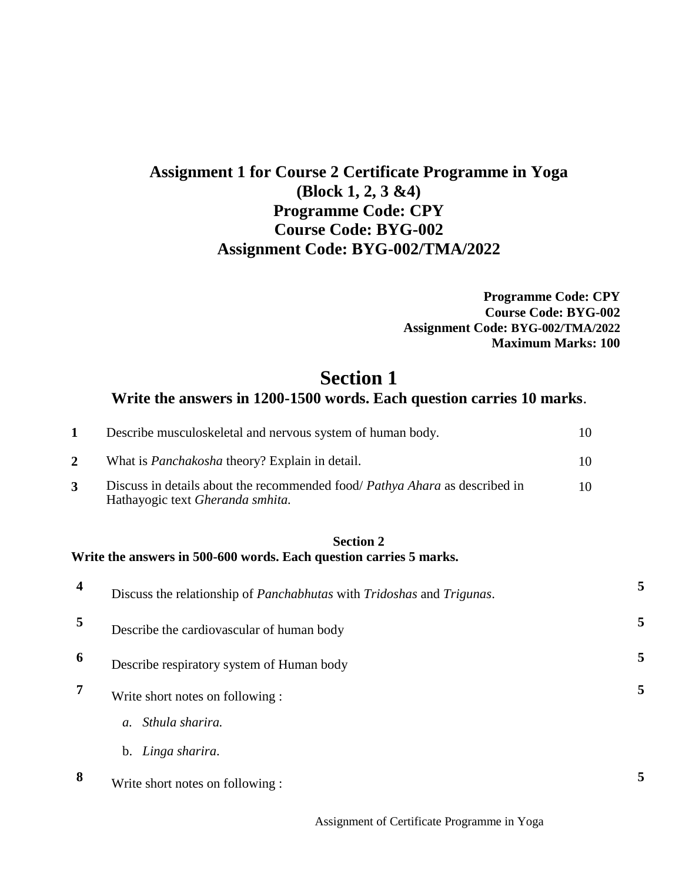## Assignment 1 for Course 2 Certificate Programme in Yoga (Block 1, 2, 3 &4)
## Programme Code: CPY
## Course Code: BYG-002
## Assignment Code: BYG-002/TMA/2022

**Programme Code: CPY**
**Course Code: BYG-002**
**Assignment Code: BYG-002/TMA/2022**
**Maximum Marks: 100**

# Section 1

### Write the answers in 1200-1500 words. Each question carries 10 marks.

| | | |
|---|---|---|
| **1** | Describe musculoskeletal and nervous system of human body. | 10 |
| **2** | What is *Panchakosha* theory? Explain in detail. | 10 |
| **3** | Discuss in details about the recommended food/ *Pathya Ahara* as described in Hathayogic text *Gheranda smhita.* | 10 |

### Section 2

**Write the answers in 500-600 words. Each question carries 5 marks.**

| | | |
|---|---|---|
| **4** | Discuss the relationship of *Panchabhutas* with *Tridoshas* and *Trigunas*. | **5** |
| **5** | Describe the cardiovascular of human body | **5** |
| **6** | Describe respiratory system of Human body | **5** |
| **7** | Write short notes on following :<br>*a. Sthula sharira.*<br>b. *Linga sharira*. | **5** |
| **8** | Write short notes on following : | **5** |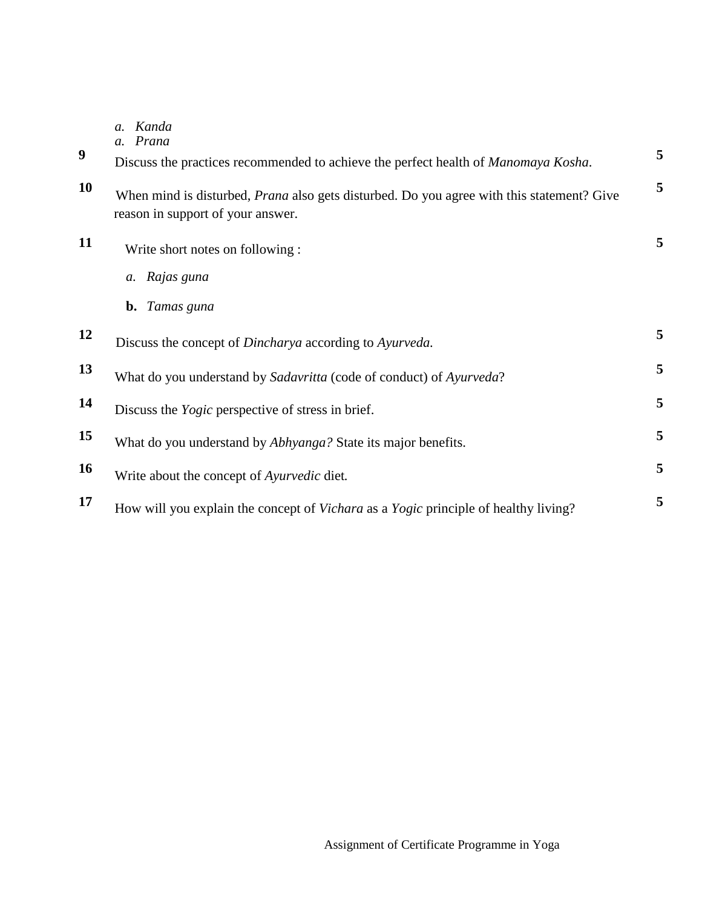a. *Kanda*
a. *Prana*

| | | |
|---|---|---|
| **9** | Discuss the practices recommended to achieve the perfect health of *Manomaya Kosha*. | **5** |
| **10** | When mind is disturbed, *Prana* also gets disturbed. Do you agree with this statement? Give reason in support of your answer. | **5** |
| **11** | Write short notes on following :<br>a. *Rajas guna*<br>**b.** *Tamas guna* | **5** |
| **12** | Discuss the concept of *Dincharya* according to *Ayurveda*. | **5** |
| **13** | What do you understand by *Sadavritta* (code of conduct) of *Ayurveda*? | **5** |
| **14** | Discuss the *Yogic* perspective of stress in brief. | **5** |
| **15** | What do you understand by *Abhyanga?* State its major benefits. | **5** |
| **16** | Write about the concept of *Ayurvedic* diet. | **5** |
| **17** | How will you explain the concept of *Vichara* as a *Yogic* principle of healthy living? | **5** |